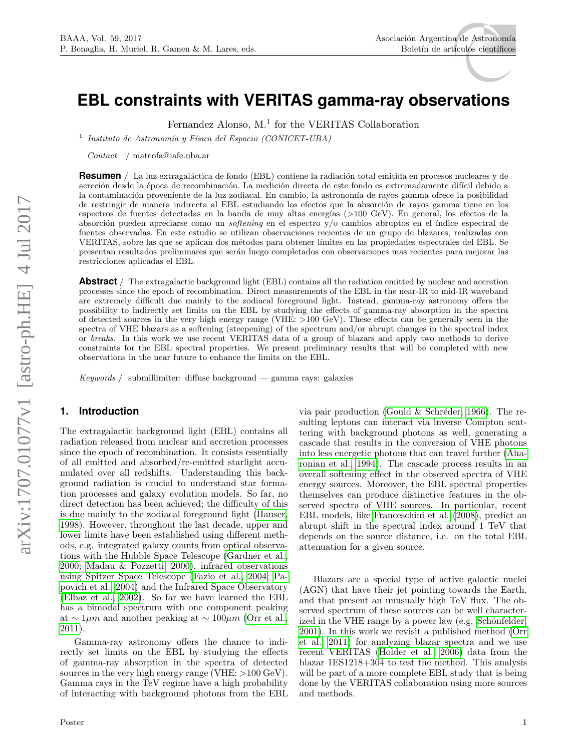# EBL constraints with VERITAS gamma-ray observations

Fernandez Alonso, M.[1] for the VERITAS Collaboration

[1] *Instituto de Astronomía y Física del Espacio (CONICET-UBA)*

*Contact* / mateofa@iafe.uba.ar

**Resumen** / La luz extragaláctica de fondo (EBL) contiene la radiación total emitida en procesos nucleares y de acreción desde la época de recombinación. La medición directa de este fondo es extremadamente difícil debido a la contaminación proveniente de la luz zodiacal. En cambio, la astronomía de rayos gamma ofrece la posibilidad de restringir de manera indirecta al EBL estudiando los efectos que la absorción de rayos gamma tiene en los espectros de fuentes detectadas en la banda de muy altas energías (>100 GeV). En general, los efectos de la absorción pueden apreciarse como un *softening* en el espectro y/o cambios abruptos en el índice espectral de fuentes observadas. En este estudio se utilizan observaciones recientes de un grupo de blazares, realizadas con VERITAS, sobre las que se aplican dos métodos para obtener límites en las propiedades espectrales del EBL. Se presentan resultados preliminares que serán luego completados con observaciones mas recientes para mejorar las restricciones aplicadas el EBL.

**Abstract** / The extragalactic background light (EBL) contains all the radiation emitted by nuclear and accretion processes since the epoch of recombination. Direct measurements of the EBL in the near-IR to mid-IR waveband are extremely difficult due mainly to the zodiacal foreground light. Instead, gamma-ray astronomy offers the possibility to indirectly set limits on the EBL by studying the effects of gamma-ray absorption in the spectra of detected sources in the very high energy range (VHE: >100 GeV). These effects can be generally seen in the spectra of VHE blazars as a softening (steepening) of the spectrum and/or abrupt changes in the spectral index or *breaks*. In this work we use recent VERITAS data of a group of blazars and apply two methods to derive constraints for the EBL spectral properties. We present preliminary results that will be completed with new observations in the near future to enhance the limits on the EBL.

*Keywords* / submillimiter: diffuse background — gamma rays: galaxies

## 1. Introduction

The extragalactic background light (EBL) contains all radiation released from nuclear and accretion processes since the epoch of recombination. It consists essentially of all emitted and absorbed/re-emitted starlight accumulated over all redshifts. Understanding this background radiation is crucial to understand star formation processes and galaxy evolution models. So far, no direct detection has been achieved; the difficulty of this is due mainly to the zodiacal foreground light (Hauser, 1998). However, throughout the last decade, upper and lower limits have been established using different methods, e.g. integrated galaxy counts from optical observations with the Hubble Space Telescope (Gardner et al., 2000; Madau & Pozzetti, 2000), infrared observations using Spitzer Space Telescope (Fazio et al., 2004; Papovich et al., 2004) and the Infrared Space Observatory (Elbaz et al., 2002). So far we have learned the EBL has a bimodal spectrum with one component peaking at $\sim 1\mu m$ and another peaking at $\sim 100\mu m$ (Orr et al., 2011).

Gamma-ray astronomy offers the chance to indirectly set limits on the EBL by studying the effects of gamma-ray absorption in the spectra of detected sources in the very high energy range (VHE: >100 GeV). Gamma rays in the TeV regime have a high probability of interacting with background photons from the EBL via pair production (Gould & Schréder, 1966). The resulting leptons can interact via inverse Compton scattering with background photons as well, generating a cascade that results in the conversion of VHE photons into less energetic photons that can travel further (Aharonian et al., 1994). The cascade process results in an overall softening effect in the observed spectra of VHE energy sources. Moreover, the EBL spectral properties themselves can produce distinctive features in the observed spectra of VHE sources. In particular, recent EBL models, like Franceschini et al. (2008), predict an abrupt shift in the spectral index around 1 TeV that depends on the source distance, i.e. on the total EBL attenuation for a given source.

Blazars are a special type of active galactic nuclei (AGN) that have their jet pointing towards the Earth, and that present an unusually high TeV flux. The observed spectrum of these sources can be well characterized in the VHE range by a power law (e.g. Schönfelder, 2001). In this work we revisit a published method (Orr et al., 2011) for analyzing blazar spectra and we use recent VERITAS (Holder et al., 2006) data from the blazar 1ES1218+304 to test the method. This analysis will be part of a more complete EBL study that is being done by the VERITAS collaboration using more sources and methods.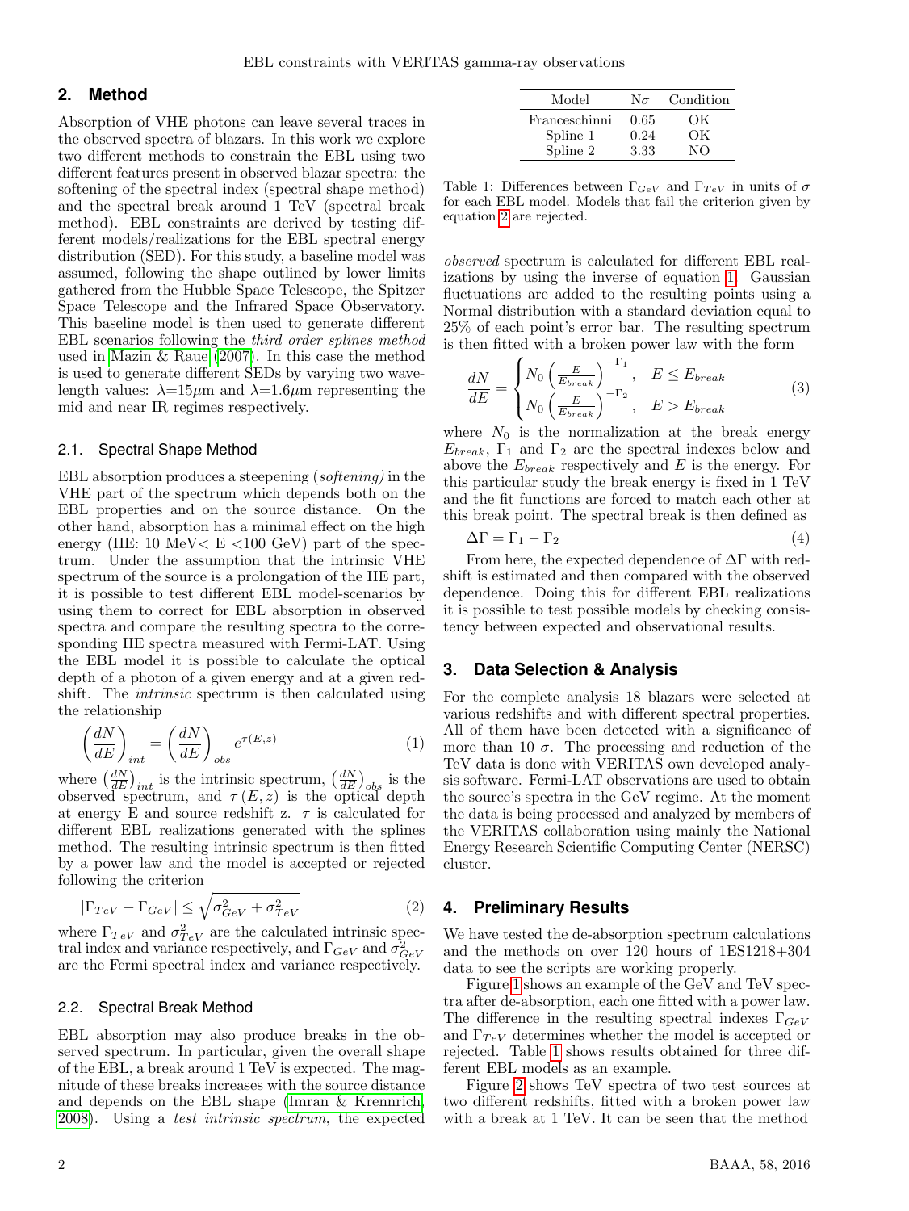## 2. Method

Absorption of VHE photons can leave several traces in the observed spectra of blazars. In this work we explore two different methods to constrain the EBL using two different features present in observed blazar spectra: the softening of the spectral index (spectral shape method) and the spectral break around 1 TeV (spectral break method). EBL constraints are derived by testing different models/realizations for the EBL spectral energy distribution (SED). For this study, a baseline model was assumed, following the shape outlined by lower limits gathered from the Hubble Space Telescope, the Spitzer Space Telescope and the Infrared Space Observatory. This baseline model is then used to generate different EBL scenarios following the *third order splines method* used in Mazin & Raue (2007). In this case the method is used to generate different SEDs by varying two wavelength values: $\lambda$=15$\mu$m and $\lambda$=1.6$\mu$m representing the mid and near IR regimes respectively.

### 2.1. Spectral Shape Method

EBL absorption produces a steepening (*softening)* in the VHE part of the spectrum which depends both on the EBL properties and on the source distance. On the other hand, absorption has a minimal effect on the high energy (HE: 10 MeV< E <100 GeV) part of the spectrum. Under the assumption that the intrinsic VHE spectrum of the source is a prolongation of the HE part, it is possible to test different EBL model-scenarios by using them to correct for EBL absorption in observed spectra and compare the resulting spectra to the corresponding HE spectra measured with Fermi-LAT. Using the EBL model it is possible to calculate the optical depth of a photon of a given energy and at a given redshift. The *intrinsic* spectrum is then calculated using the relationship

$$\left(\frac{dN}{dE}\right)_{int} = \left(\frac{dN}{dE}\right)_{obs} e^{\tau(E,z)} \tag{1}$$

where $\left(\frac{dN}{dE}\right)_{int}$ is the intrinsic spectrum, $\left(\frac{dN}{dE}\right)_{obs}$ is the observed spectrum, and $\tau(E,z)$ is the optical depth at energy E and source redshift z. $\tau$ is calculated for different EBL realizations generated with the splines method. The resulting intrinsic spectrum is then fitted by a power law and the model is accepted or rejected following the criterion

$$|\Gamma_{TeV} - \Gamma_{GeV}| \leq \sqrt{\sigma^2_{GeV} + \sigma^2_{TeV}} \tag{2}$$

where $\Gamma_{TeV}$ and $\sigma^2_{TeV}$ are the calculated intrinsic spectral index and variance respectively, and $\Gamma_{GeV}$ and $\sigma^2_{GeV}$ are the Fermi spectral index and variance respectively.

### 2.2. Spectral Break Method

EBL absorption may also produce breaks in the observed spectrum. In particular, given the overall shape of the EBL, a break around 1 TeV is expected. The magnitude of these breaks increases with the source distance and depends on the EBL shape (Imran & Krennrich, 2008). Using a *test intrinsic spectrum*, the expected *observed* spectrum is calculated for different EBL realizations by using the inverse of equation 1. Gaussian fluctuations are added to the resulting points using a Normal distribution with a standard deviation equal to 25% of each point's error bar. The resulting spectrum is then fitted with a broken power law with the form

| Model | N$\sigma$ | Condition |
|---|---|---|
| Franceschinni | 0.65 | OK |
| Spline 1 | 0.24 | OK |
| Spline 2 | 3.33 | NO |

Table 1: Differences between $\Gamma_{GeV}$ and $\Gamma_{TeV}$ in units of $\sigma$ for each EBL model. Models that fail the criterion given by equation 2 are rejected.

$$\frac{dN}{dE} = \begin{cases} N_0 \left(\frac{E}{E_{break}}\right)^{-\Gamma_1}, & E \leq E_{break} \\ N_0 \left(\frac{E}{E_{break}}\right)^{-\Gamma_2}, & E > E_{break} \end{cases} \tag{3}$$

where $N_0$ is the normalization at the break energy $E_{break}$, $\Gamma_1$ and $\Gamma_2$ are the spectral indexes below and above the $E_{break}$ respectively and $E$ is the energy. For this particular study the break energy is fixed in 1 TeV and the fit functions are forced to match each other at this break point. The spectral break is then defined as

$$\Delta\Gamma = \Gamma_1 - \Gamma_2 \tag{4}$$

From here, the expected dependence of $\Delta\Gamma$ with redshift is estimated and then compared with the observed dependence. Doing this for different EBL realizations it is possible to test possible models by checking consistency between expected and observational results.

## 3. Data Selection & Analysis

For the complete analysis 18 blazars were selected at various redshifts and with different spectral properties. All of them have been detected with a significance of more than 10 $\sigma$. The processing and reduction of the TeV data is done with VERITAS own developed analysis software. Fermi-LAT observations are used to obtain the source's spectra in the GeV regime. At the moment the data is being processed and analyzed by members of the VERITAS collaboration using mainly the National Energy Research Scientific Computing Center (NERSC) cluster.

## 4. Preliminary Results

We have tested the de-absorption spectrum calculations and the methods on over 120 hours of 1ES1218+304 data to see the scripts are working properly.

Figure 1 shows an example of the GeV and TeV spectra after de-absorption, each one fitted with a power law. The difference in the resulting spectral indexes $\Gamma_{GeV}$ and $\Gamma_{TeV}$ determines whether the model is accepted or rejected. Table 1 shows results obtained for three different EBL models as an example.

Figure 2 shows TeV spectra of two test sources at two different redshifts, fitted with a broken power law with a break at 1 TeV. It can be seen that the method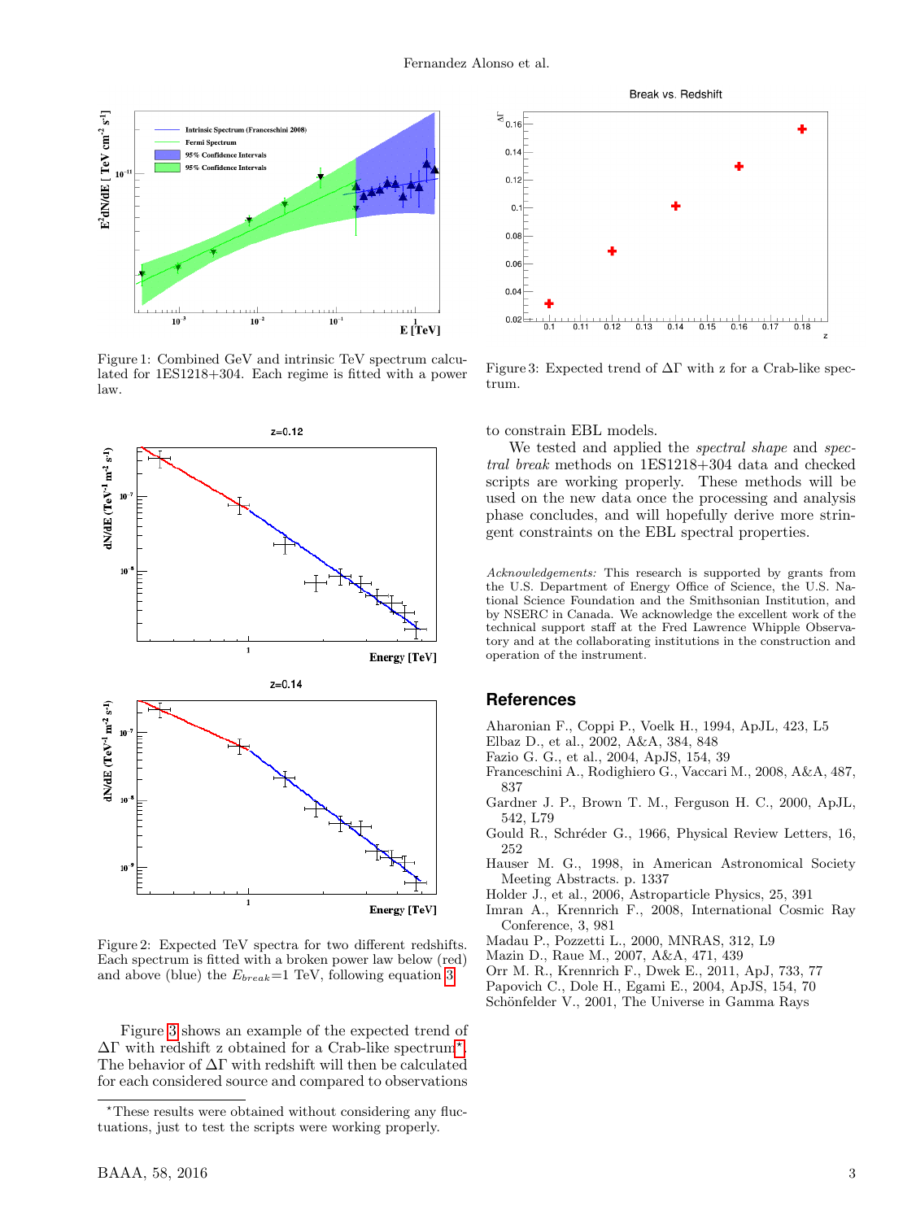Intrinsic Spectrum (Franceschini 2008)
Fermi Spectrum
95% Confidence Intervals
95% Confidence Intervals

$E^2$dN/dE [ TeV cm$^{-2}$ s$^{-1}$]

$10^{-11}$

$10^{-3}$ $10^{-2}$ $10^{-1}$ 1

E [TeV]

Figure 1: Combined GeV and intrinsic TeV spectrum calculated for 1ES1218+304. Each regime is fitted with a power law.

z=0.12

dN/dE (TeV$^{-1}$ m$^2$ s$^{-1}$)

$10^{-7}$

$10^{-8}$

1

Energy [TeV]

z=0.14

dN/dE (TeV$^{-1}$ m$^2$ s$^{-1}$)

$10^{-7}$

$10^{-8}$

$10^{-9}$

1

Energy [TeV]

Figure 2: Expected TeV spectra for two different redshifts. Each spectrum is fitted with a broken power law below (red) and above (blue) the $E_{break}$=1 TeV, following equation 3.

Figure 3 shows an example of the expected trend of $\Delta\Gamma$ with redshift z obtained for a Crab-like spectrum*. The behavior of $\Delta\Gamma$ with redshift will then be calculated for each considered source and compared to observations

Break vs. Redshift

$\Delta\Gamma$

0.16
0.14
0.12
0.1
0.08
0.06
0.04
0.02

0.1 0.11 0.12 0.13 0.14 0.15 0.16 0.17 0.18

z

Figure 3: Expected trend of $\Delta\Gamma$ with z for a Crab-like spectrum.

to constrain EBL models.

We tested and applied the *spectral shape* and *spectral break* methods on 1ES1218+304 data and checked scripts are working properly. These methods will be used on the new data once the processing and analysis phase concludes, and will hopefully derive more stringent constraints on the EBL spectral properties.

*Acknowledgements:* This research is supported by grants from the U.S. Department of Energy Office of Science, the U.S. National Science Foundation and the Smithsonian Institution, and by NSERC in Canada. We acknowledge the excellent work of the technical support staff at the Fred Lawrence Whipple Observatory and at the collaborating institutions in the construction and operation of the instrument.

## References

Aharonian F., Coppi P., Voelk H., 1994, ApJL, 423, L5
Elbaz D., et al., 2002, A&A, 384, 848
Fazio G. G., et al., 2004, ApJS, 154, 39
Franceschini A., Rodighiero G., Vaccari M., 2008, A&A, 487, 837
Gardner J. P., Brown T. M., Ferguson H. C., 2000, ApJL, 542, L79
Gould R., Schréder G., 1966, Physical Review Letters, 16, 252
Hauser M. G., 1998, in American Astronomical Society Meeting Abstracts. p. 1337
Holder J., et al., 2006, Astroparticle Physics, 25, 391
Imran A., Krennrich F., 2008, International Cosmic Ray Conference, 3, 981
Madau P., Pozzetti L., 2000, MNRAS, 312, L9
Mazin D., Raue M., 2007, A&A, 471, 439
Orr M. R., Krennrich F., Dwek E., 2011, ApJ, 733, 77
Papovich C., Dole H., Egami E., 2004, ApJS, 154, 70
Schönfelder V., 2001, The Universe in Gamma Rays

*These results were obtained without considering any fluctuations, just to test the scripts were working properly.